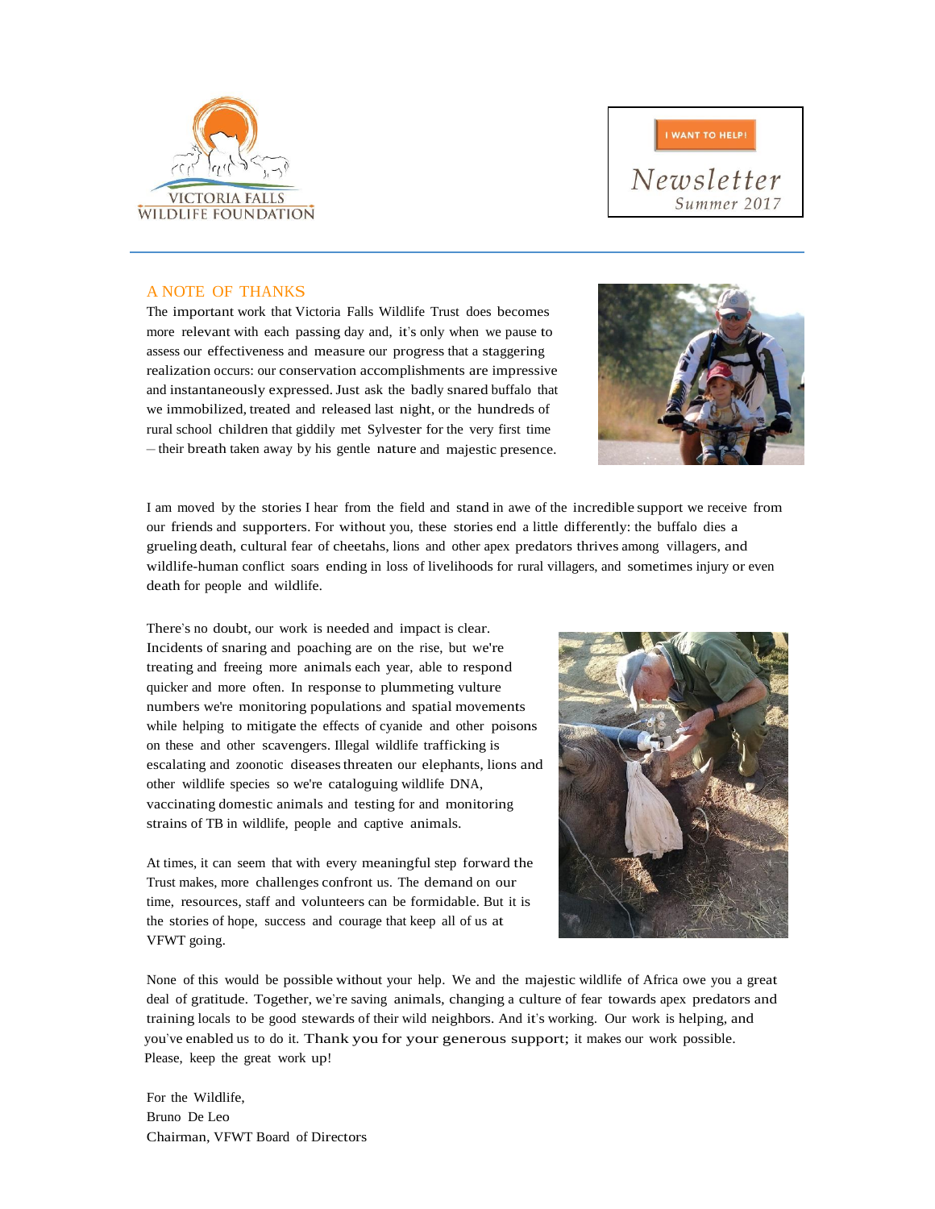VICTORIA FALLS WILDLIFE FOUNDATION

I WANT TO HELP!

*Newsletter*
*Summer 2017*

## A NOTE OF THANKS

The important work that Victoria Falls Wildlife Trust does becomes more relevant with each passing day and, it's only when we pause to assess our effectiveness and measure our progress that a staggering realization occurs: our conservation accomplishments are impressive and instantaneously expressed. Just ask the badly snared buffalo that we immobilized, treated and released last night, or the hundreds of rural school children that giddily met Sylvester for the very first time – their breath taken away by his gentle nature and majestic presence.

I am moved by the stories I hear from the field and stand in awe of the incredible support we receive from our friends and supporters. For without you, these stories end a little differently: the buffalo dies a grueling death, cultural fear of cheetahs, lions and other apex predators thrives among villagers, and wildlife-human conflict soars ending in loss of livelihoods for rural villagers, and sometimes injury or even death for people and wildlife.

There's no doubt, our work is needed and impact is clear. Incidents of snaring and poaching are on the rise, but we're treating and freeing more animals each year, able to respond quicker and more often. In response to plummeting vulture numbers we're monitoring populations and spatial movements while helping to mitigate the effects of cyanide and other poisons on these and other scavengers. Illegal wildlife trafficking is escalating and zoonotic diseases threaten our elephants, lions and other wildlife species so we're cataloguing wildlife DNA, vaccinating domestic animals and testing for and monitoring strains of TB in wildlife, people and captive animals.

At times, it can seem that with every meaningful step forward the Trust makes, more challenges confront us. The demand on our time, resources, staff and volunteers can be formidable. But it is the stories of hope, success and courage that keep all of us at VFWT going.

None of this would be possible without your help. We and the majestic wildlife of Africa owe you a great deal of gratitude. Together, we're saving animals, changing a culture of fear towards apex predators and training locals to be good stewards of their wild neighbors. And it's working. Our work is helping, and you've enabled us to do it. Thank you for your generous support; it makes our work possible. Please, keep the great work up!

For the Wildlife,
Bruno De Leo
Chairman, VFWT Board of Directors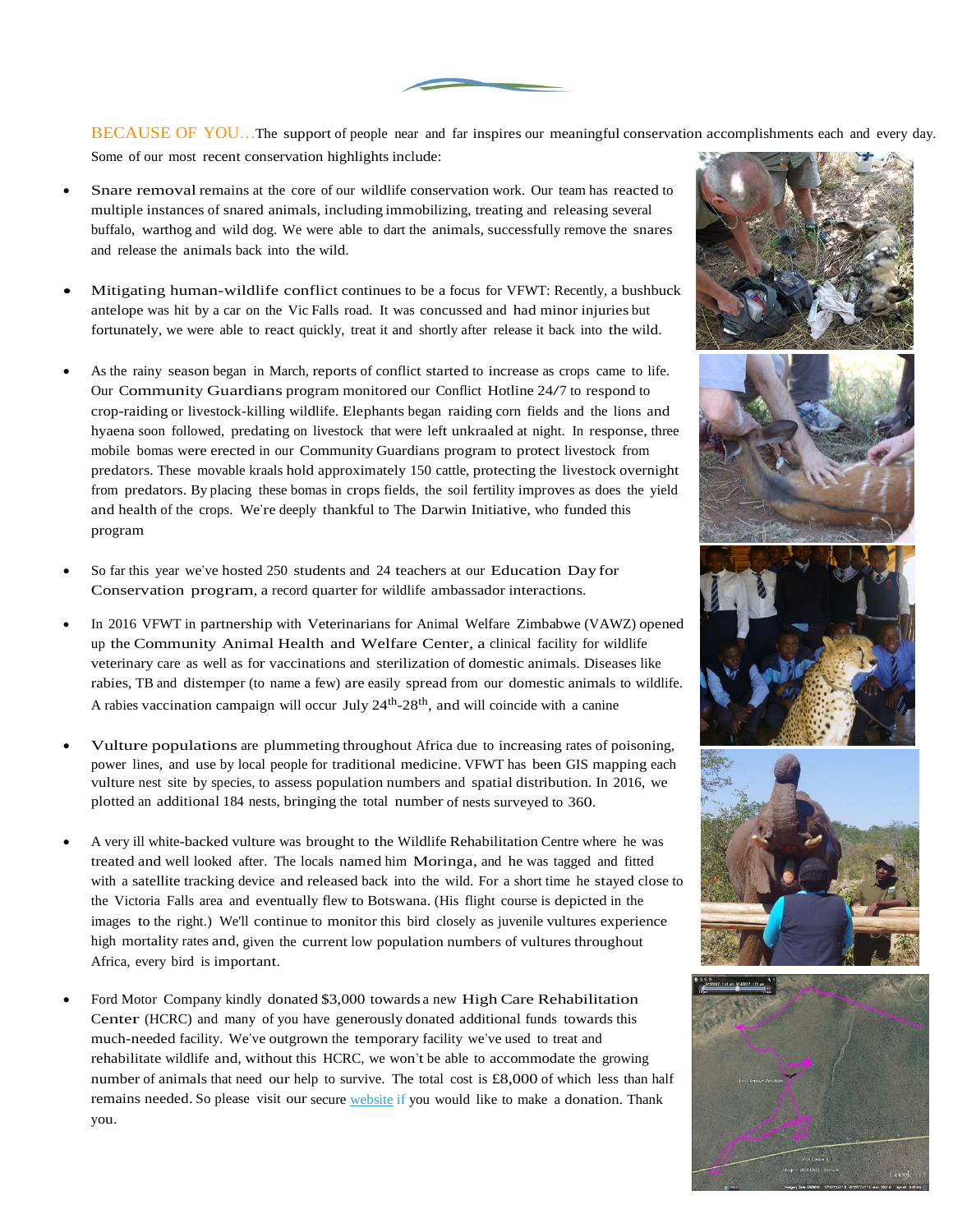BECAUSE OF YOU…The support of people near and far inspires our meaningful conservation accomplishments each and every day. Some of our most recent conservation highlights include:

- Snare removal remains at the core of our wildlife conservation work. Our team has reacted to multiple instances of snared animals, including immobilizing, treating and releasing several buffalo, warthog and wild dog. We were able to dart the animals, successfully remove the snares and release the animals back into the wild.

- Mitigating human-wildlife conflict continues to be a focus for VFWT: Recently, a bushbuck antelope was hit by a car on the Vic Falls road. It was concussed and had minor injuries but fortunately, we were able to react quickly, treat it and shortly after release it back into the wild.

- As the rainy season began in March, reports of conflict started to increase as crops came to life. Our Community Guardians program monitored our Conflict Hotline 24/7 to respond to crop-raiding or livestock-killing wildlife. Elephants began raiding corn fields and the lions and hyaena soon followed, predating on livestock that were left unkraaled at night. In response, three mobile bomas were erected in our Community Guardians program to protect livestock from predators. These movable kraals hold approximately 150 cattle, protecting the livestock overnight from predators. By placing these bomas in crops fields, the soil fertility improves as does the yield and health of the crops. We're deeply thankful to The Darwin Initiative, who funded this program

- So far this year we've hosted 250 students and 24 teachers at our Education Day for Conservation program, a record quarter for wildlife ambassador interactions.

- In 2016 VFWT in partnership with Veterinarians for Animal Welfare Zimbabwe (VAWZ) opened up the Community Animal Health and Welfare Center, a clinical facility for wildlife veterinary care as well as for vaccinations and sterilization of domestic animals. Diseases like rabies, TB and distemper (to name a few) are easily spread from our domestic animals to wildlife. A rabies vaccination campaign will occur July 24th-28th, and will coincide with a canine

- Vulture populations are plummeting throughout Africa due to increasing rates of poisoning, power lines, and use by local people for traditional medicine. VFWT has been GIS mapping each vulture nest site by species, to assess population numbers and spatial distribution. In 2016, we plotted an additional 184 nests, bringing the total number of nests surveyed to 360.

- A very ill white-backed vulture was brought to the Wildlife Rehabilitation Centre where he was treated and well looked after. The locals named him Moringa, and he was tagged and fitted with a satellite tracking device and released back into the wild. For a short time he stayed close to the Victoria Falls area and eventually flew to Botswana. (His flight course is depicted in the images to the right.) We'll continue to monitor this bird closely as juvenile vultures experience high mortality rates and, given the current low population numbers of vultures throughout Africa, every bird is important.

- Ford Motor Company kindly donated $3,000 towards a new High Care Rehabilitation Center (HCRC) and many of you have generously donated additional funds towards this much-needed facility. We've outgrown the temporary facility we've used to treat and rehabilitate wildlife and, without this HCRC, we won't be able to accommodate the growing number of animals that need our help to survive. The total cost is £8,000 of which less than half remains needed. So please visit our secure website if you would like to make a donation. Thank you.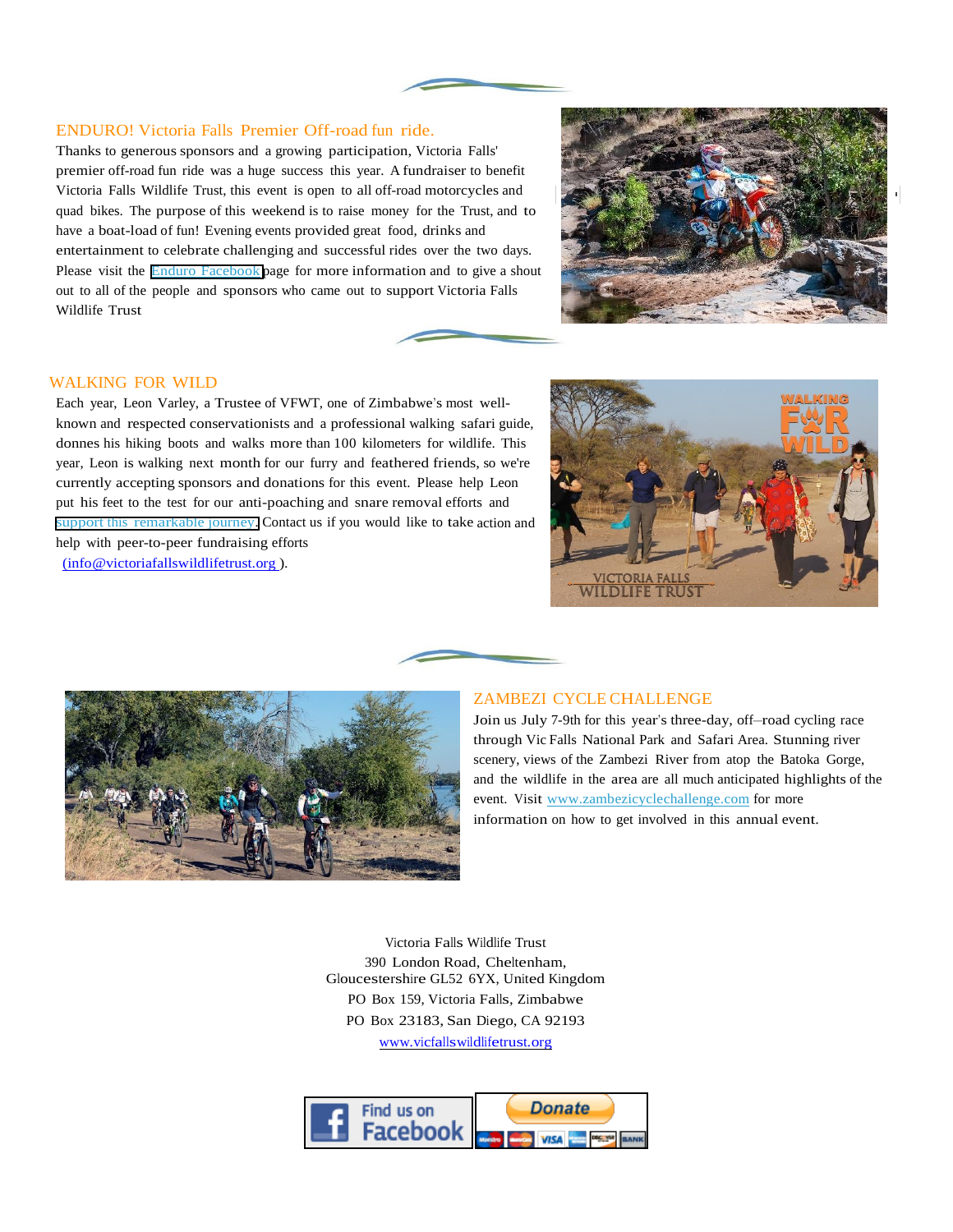## ENDURO! Victoria Falls Premier Off-road fun ride.

Thanks to generous sponsors and a growing participation, Victoria Falls' premier off-road fun ride was a huge success this year. A fundraiser to benefit Victoria Falls Wildlife Trust, this event is open to all off-road motorcycles and quad bikes. The purpose of this weekend is to raise money for the Trust, and to have a boat-load of fun! Evening events provided great food, drinks and entertainment to celebrate challenging and successful rides over the two days. Please visit the Enduro Facebook page for more information and to give a shout out to all of the people and sponsors who came out to support Victoria Falls Wildlife Trust

## WALKING FOR WILD

Each year, Leon Varley, a Trustee of VFWT, one of Zimbabwe's most well-known and respected conservationists and a professional walking safari guide, donnes his hiking boots and walks more than 100 kilometers for wildlife. This year, Leon is walking next month for our furry and feathered friends, so we're currently accepting sponsors and donations for this event. Please help Leon put his feet to the test for our anti-poaching and snare removal efforts and support this remarkable journey. Contact us if you would like to take action and help with peer-to-peer fundraising efforts (info@victoriafallswildlifetrust.org ).

## ZAMBEZI CYCLE CHALLENGE

Join us July 7-9th for this year's three-day, off–road cycling race through Vic Falls National Park and Safari Area. Stunning river scenery, views of the Zambezi River from atop the Batoka Gorge, and the wildlife in the area are all much anticipated highlights of the event. Visit www.zambezicyclechallenge.com for more information on how to get involved in this annual event.

Victoria Falls Wildlife Trust
390 London Road, Cheltenham,
Gloucestershire GL52 6YX, United Kingdom
PO Box 159, Victoria Falls, Zimbabwe
PO Box 23183, San Diego, CA 92193
www.vicfallswildlifetrust.org

Find us on Facebook | Donate